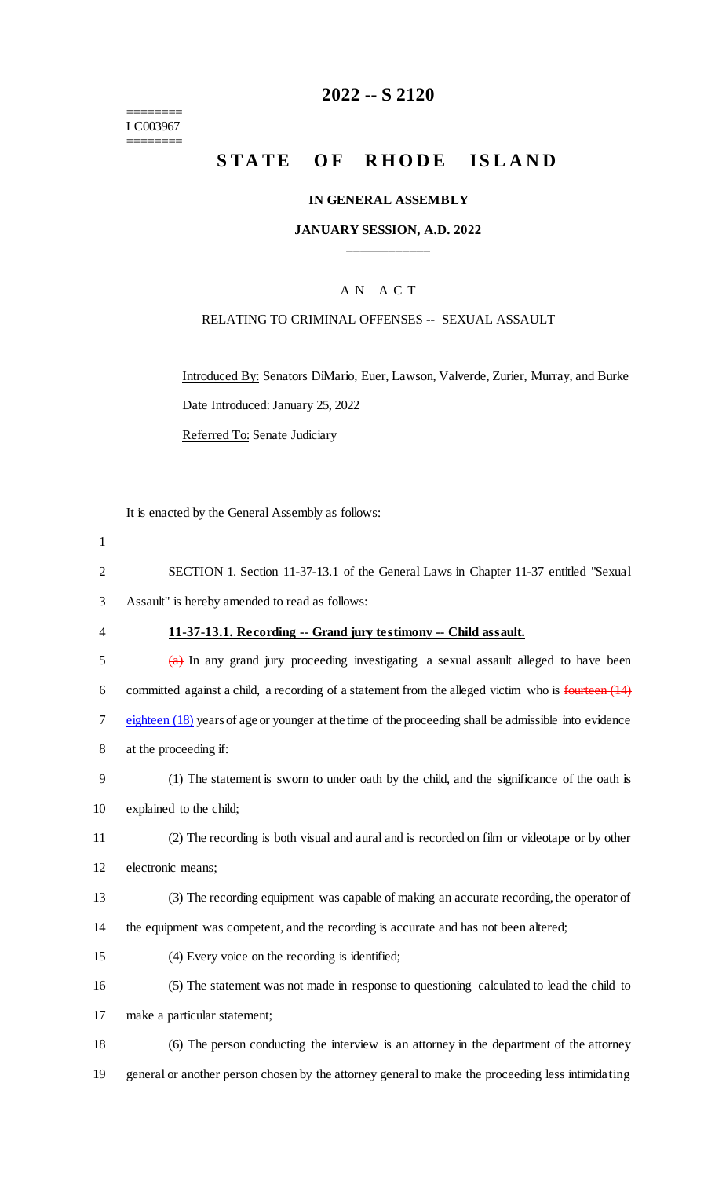# 2022 -- S 2120

========
LC003967
========

# STATE OF RHODE ISLAND

**IN GENERAL ASSEMBLY**

**JANUARY SESSION, A.D. 2022**

____________

A N   A C T

RELATING TO CRIMINAL OFFENSES -- SEXUAL ASSAULT

Introduced By: Senators DiMario, Euer, Lawson, Valverde, Zurier, Murray, and Burke

Date Introduced: January 25, 2022

Referred To: Senate Judiciary

It is enacted by the General Assembly as follows:

SECTION 1. Section 11-37-13.1 of the General Laws in Chapter 11-37 entitled "Sexual Assault" is hereby amended to read as follows:

**11-37-13.1. Recording -- Grand jury testimony -- Child assault.**

~~(a)~~ In any grand jury proceeding investigating a sexual assault alleged to have been committed against a child, a recording of a statement from the alleged victim who is ~~fourteen (14)~~ eighteen (18) years of age or younger at the time of the proceeding shall be admissible into evidence at the proceeding if:

(1) The statement is sworn to under oath by the child, and the significance of the oath is explained to the child;

(2) The recording is both visual and aural and is recorded on film or videotape or by other electronic means;

(3) The recording equipment was capable of making an accurate recording, the operator of the equipment was competent, and the recording is accurate and has not been altered;

(4) Every voice on the recording is identified;

(5) The statement was not made in response to questioning calculated to lead the child to make a particular statement;

(6) The person conducting the interview is an attorney in the department of the attorney general or another person chosen by the attorney general to make the proceeding less intimidating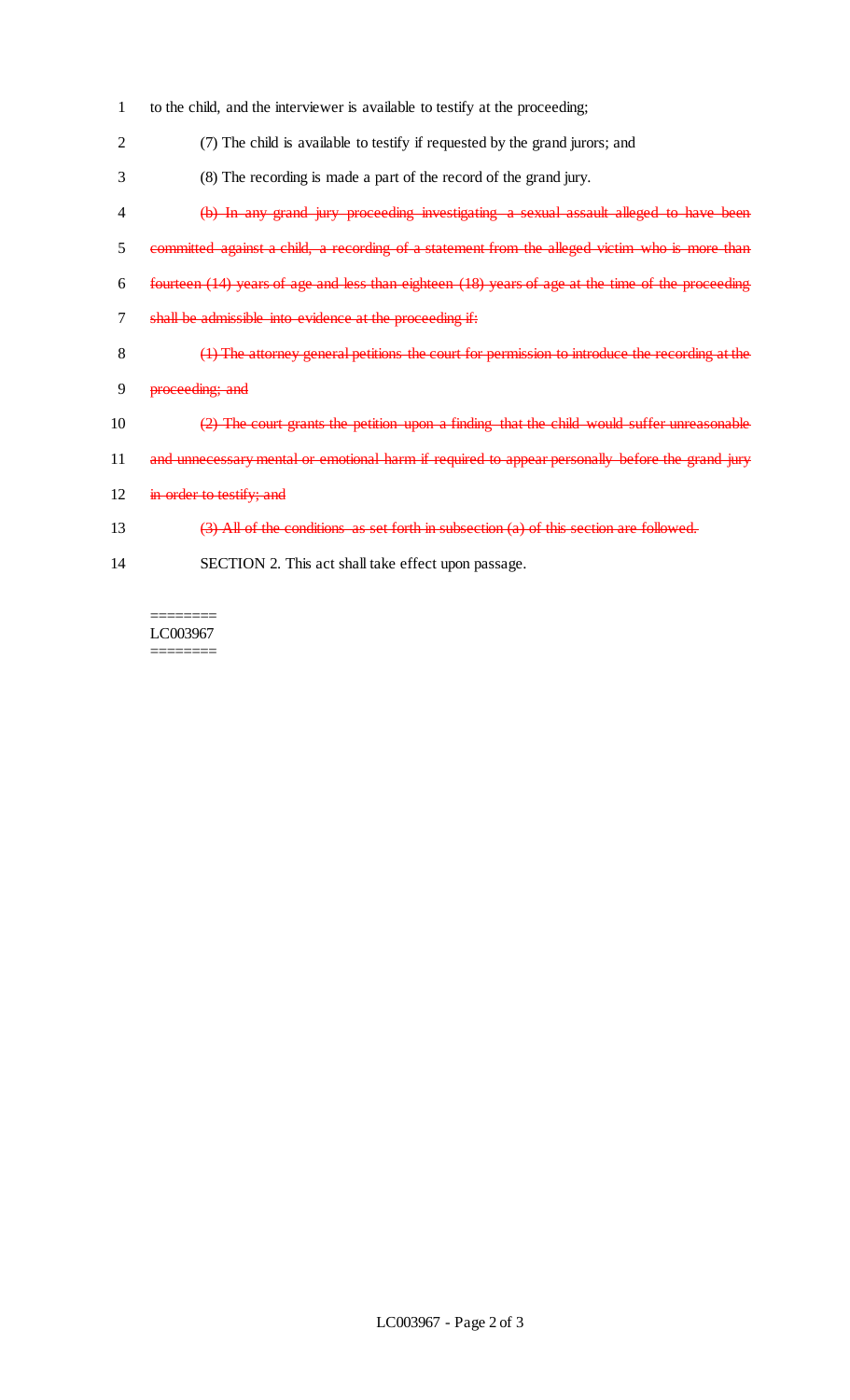to the child, and the interviewer is available to testify at the proceeding;

(7) The child is available to testify if requested by the grand jurors; and

(8) The recording is made a part of the record of the grand jury.

~~(b) In any grand jury proceeding investigating a sexual assault alleged to have been committed against a child, a recording of a statement from the alleged victim who is more than fourteen (14) years of age and less than eighteen (18) years of age at the time of the proceeding shall be admissible into evidence at the proceeding if:~~

~~(1) The attorney general petitions the court for permission to introduce the recording at the proceeding; and~~

~~(2) The court grants the petition upon a finding that the child would suffer unreasonable and unnecessary mental or emotional harm if required to appear personally before the grand jury in order to testify; and~~

~~(3) All of the conditions as set forth in subsection (a) of this section are followed.~~

SECTION 2. This act shall take effect upon passage.

========
LC003967
========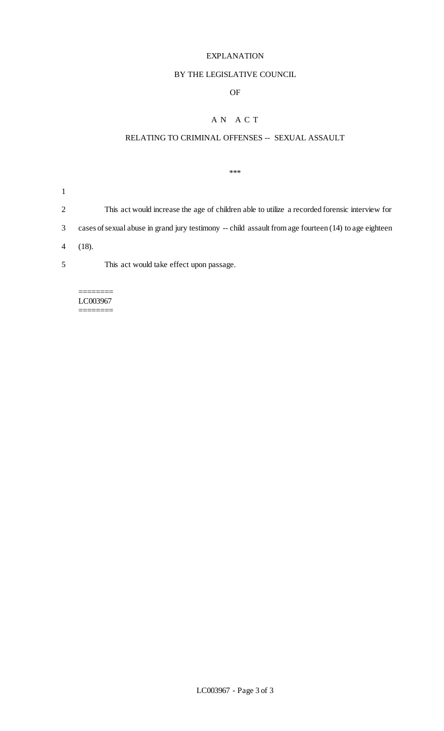EXPLANATION

BY THE LEGISLATIVE COUNCIL

OF

A N A C T

RELATING TO CRIMINAL OFFENSES -- SEXUAL ASSAULT

***

This act would increase the age of children able to utilize a recorded forensic interview for cases of sexual abuse in grand jury testimony -- child assault from age fourteen (14) to age eighteen (18).

This act would take effect upon passage.

========
LC003967
========